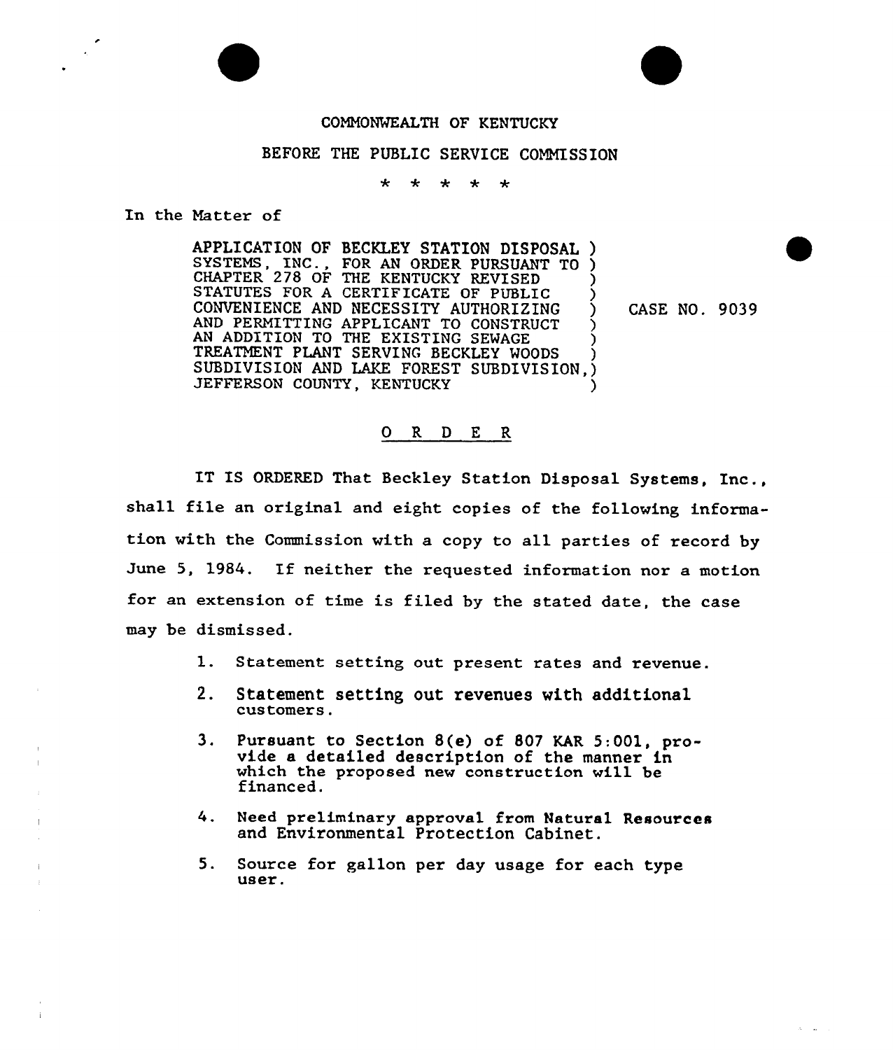COMMONWEALTH OF KENTUCKY

BEFORE THE PUBLIC SERVICE COMMISSION

\* \* \* \* \*

In the Matter of

| | |
|---|---|
| APPLICATION OF BECKLEY STATION DISPOSAL SYSTEMS, INC., FOR AN ORDER PURSUANT TO CHAPTER 278 OF THE KENTUCKY REVISED STATUTES FOR A CERTIFICATE OF PUBLIC CONVENIENCE AND NECESSITY AUTHORIZING AND PERMITTING APPLICANT TO CONSTRUCT AN ADDITION TO THE EXISTING SEWAGE TREATMENT PLANT SERVING BECKLEY WOODS SUBDIVISION AND LAKE FOREST SUBDIVISION, JEFFERSON COUNTY, KENTUCKY | CASE NO. 9039 |

## O R D E R

IT IS ORDERED That Beckley Station Disposal Systems, Inc., shall file an original and eight copies of the following information with the Commission with a copy to all parties of record by June 5, 1984. If neither the requested information nor a motion for an extension of time is filed by the stated date, the case may be dismissed.

1. Statement setting out present rates and revenue.
2. Statement setting out revenues with additional customers.
3. Pursuant to Section 8(e) of 807 KAR 5:001, provide a detailed description of the manner in which the proposed new construction will be financed.
4. Need preliminary approval from Natural Resources and Environmental Protection Cabinet.
5. Source for gallon per day usage for each type user.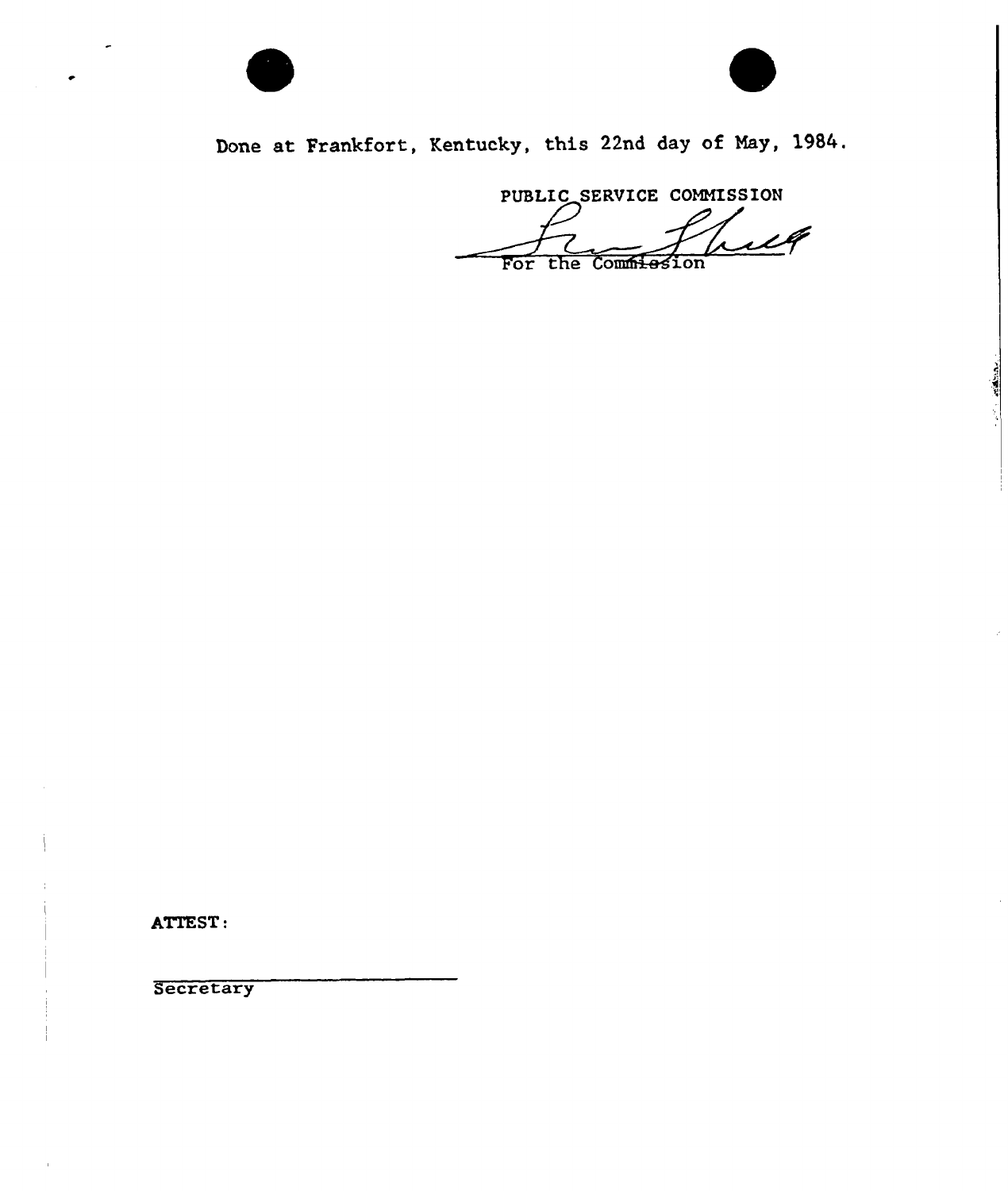Done at Frankfort, Kentucky, this 22nd day of May, 1984.

PUBLIC SERVICE COMMISSION

For the Commission

ATTEST:

Secretary